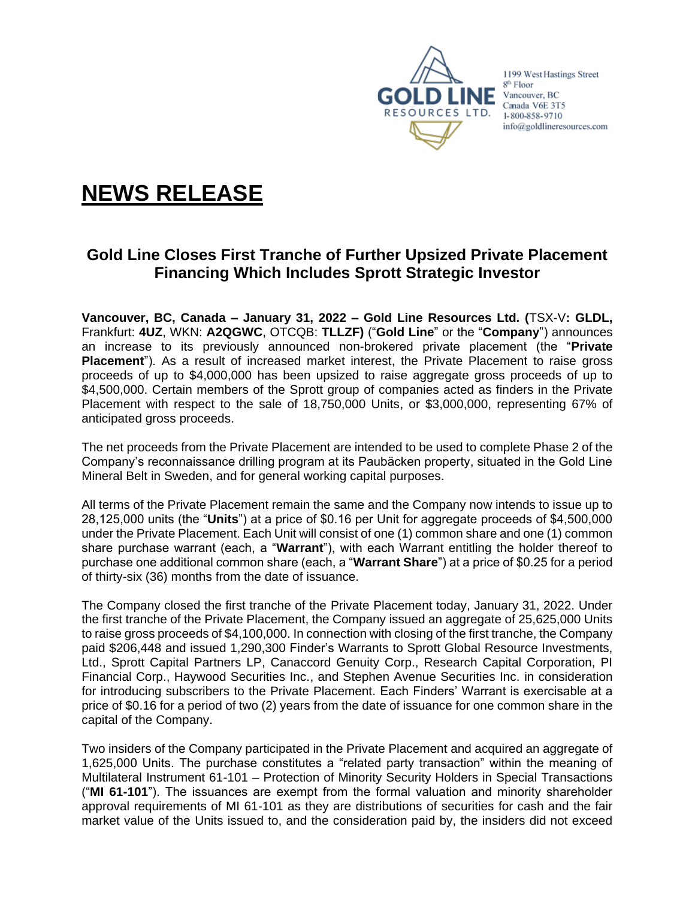GOLD LINE RESOURCES LTD.

1199 West Hastings Street
8th Floor
Vancouver, BC
Canada V6E 3T5
1-800-858-9710
info@goldlineresources.com

# NEWS RELEASE

## Gold Line Closes First Tranche of Further Upsized Private Placement Financing Which Includes Sprott Strategic Investor

**Vancouver, BC, Canada – January 31, 2022 – Gold Line Resources Ltd. (**TSX-V**: GLDL,** Frankfurt: **4UZ**, WKN: **A2QGWC**, OTCQB: **TLLZF)** ("**Gold Line**" or the "**Company**") announces an increase to its previously announced non-brokered private placement (the "**Private Placement**"). As a result of increased market interest, the Private Placement to raise gross proceeds of up to $4,000,000 has been upsized to raise aggregate gross proceeds of up to $4,500,000. Certain members of the Sprott group of companies acted as finders in the Private Placement with respect to the sale of 18,750,000 Units, or $3,000,000, representing 67% of anticipated gross proceeds.

The net proceeds from the Private Placement are intended to be used to complete Phase 2 of the Company's reconnaissance drilling program at its Paubäcken property, situated in the Gold Line Mineral Belt in Sweden, and for general working capital purposes.

All terms of the Private Placement remain the same and the Company now intends to issue up to 28,125,000 units (the "**Units**") at a price of $0.16 per Unit for aggregate proceeds of $4,500,000 under the Private Placement. Each Unit will consist of one (1) common share and one (1) common share purchase warrant (each, a "**Warrant**"), with each Warrant entitling the holder thereof to purchase one additional common share (each, a "**Warrant Share**") at a price of $0.25 for a period of thirty-six (36) months from the date of issuance.

The Company closed the first tranche of the Private Placement today, January 31, 2022. Under the first tranche of the Private Placement, the Company issued an aggregate of 25,625,000 Units to raise gross proceeds of $4,100,000. In connection with closing of the first tranche, the Company paid $206,448 and issued 1,290,300 Finder's Warrants to Sprott Global Resource Investments, Ltd., Sprott Capital Partners LP, Canaccord Genuity Corp., Research Capital Corporation, PI Financial Corp., Haywood Securities Inc., and Stephen Avenue Securities Inc. in consideration for introducing subscribers to the Private Placement. Each Finders' Warrant is exercisable at a price of $0.16 for a period of two (2) years from the date of issuance for one common share in the capital of the Company.

Two insiders of the Company participated in the Private Placement and acquired an aggregate of 1,625,000 Units. The purchase constitutes a "related party transaction" within the meaning of Multilateral Instrument 61-101 – Protection of Minority Security Holders in Special Transactions ("**MI 61-101**"). The issuances are exempt from the formal valuation and minority shareholder approval requirements of MI 61-101 as they are distributions of securities for cash and the fair market value of the Units issued to, and the consideration paid by, the insiders did not exceed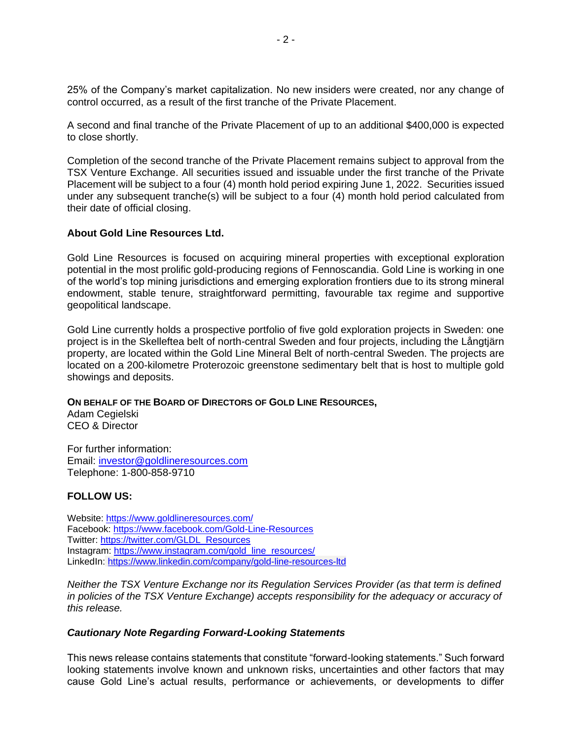25% of the Company's market capitalization. No new insiders were created, nor any change of control occurred, as a result of the first tranche of the Private Placement.

A second and final tranche of the Private Placement of up to an additional $400,000 is expected to close shortly.

Completion of the second tranche of the Private Placement remains subject to approval from the TSX Venture Exchange. All securities issued and issuable under the first tranche of the Private Placement will be subject to a four (4) month hold period expiring June 1, 2022. Securities issued under any subsequent tranche(s) will be subject to a four (4) month hold period calculated from their date of official closing.

### About Gold Line Resources Ltd.

Gold Line Resources is focused on acquiring mineral properties with exceptional exploration potential in the most prolific gold-producing regions of Fennoscandia. Gold Line is working in one of the world's top mining jurisdictions and emerging exploration frontiers due to its strong mineral endowment, stable tenure, straightforward permitting, favourable tax regime and supportive geopolitical landscape.

Gold Line currently holds a prospective portfolio of five gold exploration projects in Sweden: one project is in the Skelleftea belt of north-central Sweden and four projects, including the Långtjärn property, are located within the Gold Line Mineral Belt of north-central Sweden. The projects are located on a 200-kilometre Proterozoic greenstone sedimentary belt that is host to multiple gold showings and deposits.

**ON BEHALF OF THE BOARD OF DIRECTORS OF GOLD LINE RESOURCES,**
Adam Cegielski
CEO & Director

For further information:
Email: investor@goldlineresources.com
Telephone: 1-800-858-9710

### FOLLOW US:

Website: https://www.goldlineresources.com/
Facebook: https://www.facebook.com/Gold-Line-Resources
Twitter: https://twitter.com/GLDL_Resources
Instagram: https://www.instagram.com/gold_line_resources/
LinkedIn: https://www.linkedin.com/company/gold-line-resources-ltd

*Neither the TSX Venture Exchange nor its Regulation Services Provider (as that term is defined in policies of the TSX Venture Exchange) accepts responsibility for the adequacy or accuracy of this release.*

### *Cautionary Note Regarding Forward-Looking Statements*

This news release contains statements that constitute "forward-looking statements." Such forward looking statements involve known and unknown risks, uncertainties and other factors that may cause Gold Line's actual results, performance or achievements, or developments to differ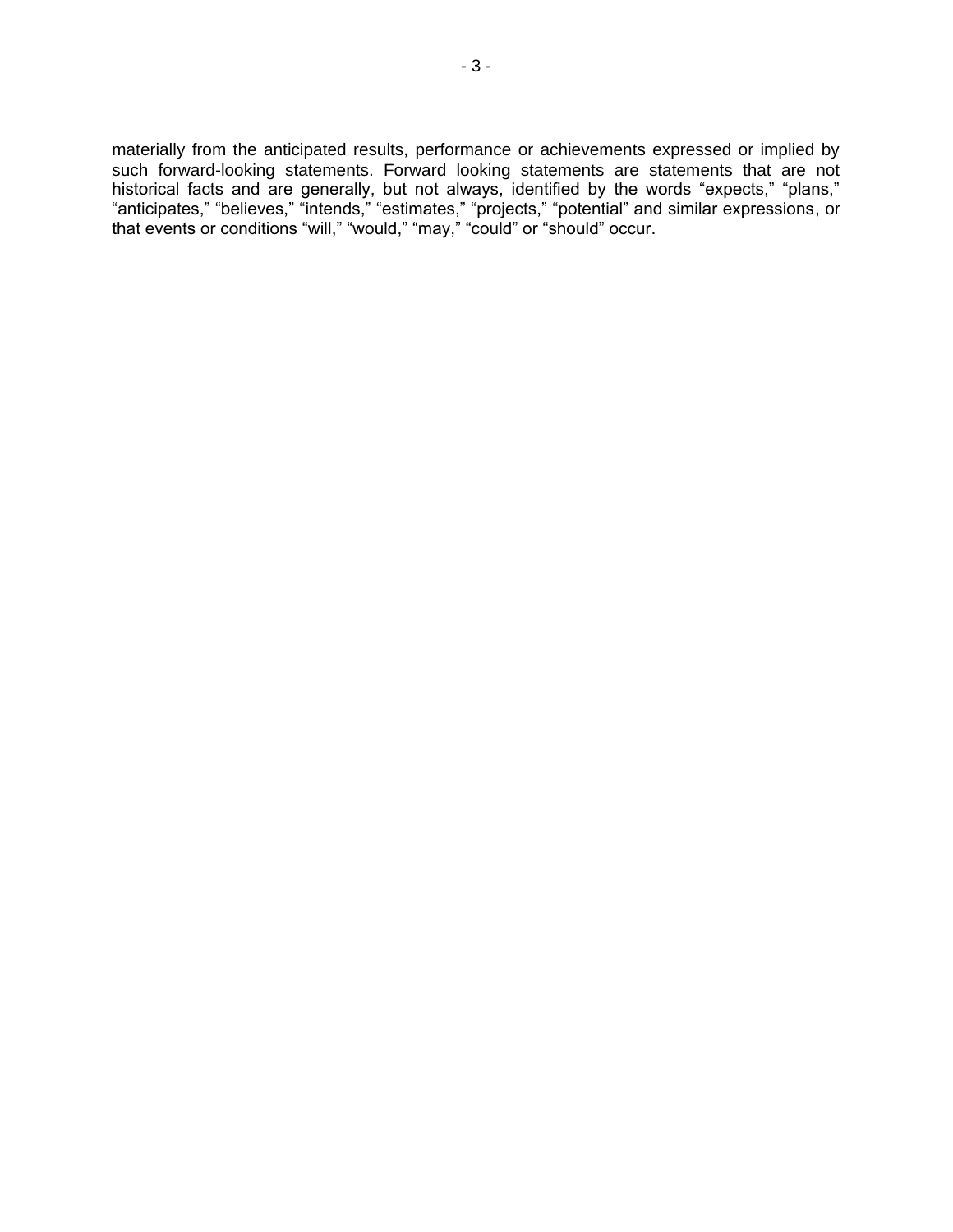materially from the anticipated results, performance or achievements expressed or implied by such forward-looking statements. Forward looking statements are statements that are not historical facts and are generally, but not always, identified by the words "expects," "plans," "anticipates," "believes," "intends," "estimates," "projects," "potential" and similar expressions, or that events or conditions "will," "would," "may," "could" or "should" occur.